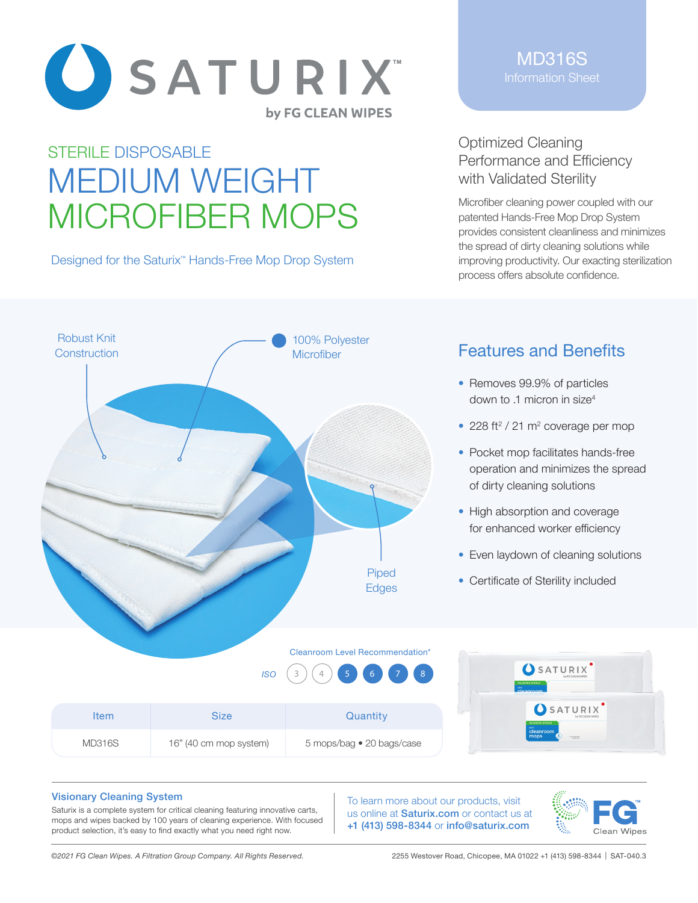# SATURIX™

by FG CLEAN WIPES

**MD316S**
Information Sheet

## STERILE DISPOSABLE
# MEDIUM WEIGHT MICROFIBER MOPS

Designed for the Saturix™ Hands-Free Mop Drop System

## Optimized Cleaning Performance and Efficiency with Validated Sterility

Microfiber cleaning power coupled with our patented Hands-Free Mop Drop System provides consistent cleanliness and minimizes the spread of dirty cleaning solutions while improving productivity. Our exacting sterilization process offers absolute confidence.

Robust Knit Construction

100% Polyester Microfiber

Piped Edges

## Features and Benefits

- Removes 99.9% of particles down to .1 micron in size[4]
- 228 $ft^2$ / 21 $m^2$ coverage per mop
- Pocket mop facilitates hands-free operation and minimizes the spread of dirty cleaning solutions
- High absorption and coverage for enhanced worker efficiency
- Even laydown of cleaning solutions
- Certificate of Sterility included

Cleanroom Level Recommendation*

ISO 3 4 **5 6 7 8**

| Item | Size | Quantity |
|---|---|---|
| MD316S | 16" (40 cm mop system) | 5 mops/bag • 20 bags/case |

### Visionary Cleaning System

Saturix is a complete system for critical cleaning featuring innovative carts, mops and wipes backed by 100 years of cleaning experience. With focused product selection, it's easy to find exactly what you need right now.

To learn more about our products, visit us online at **Saturix.com** or contact us at **+1 (413) 598-8344** or **info@saturix.com**

FG™ Clean Wipes

*©2021 FG Clean Wipes. A Filtration Group Company. All Rights Reserved.*

2255 Westover Road, Chicopee, MA 01022 +1 (413) 598-8344 | SAT-040.3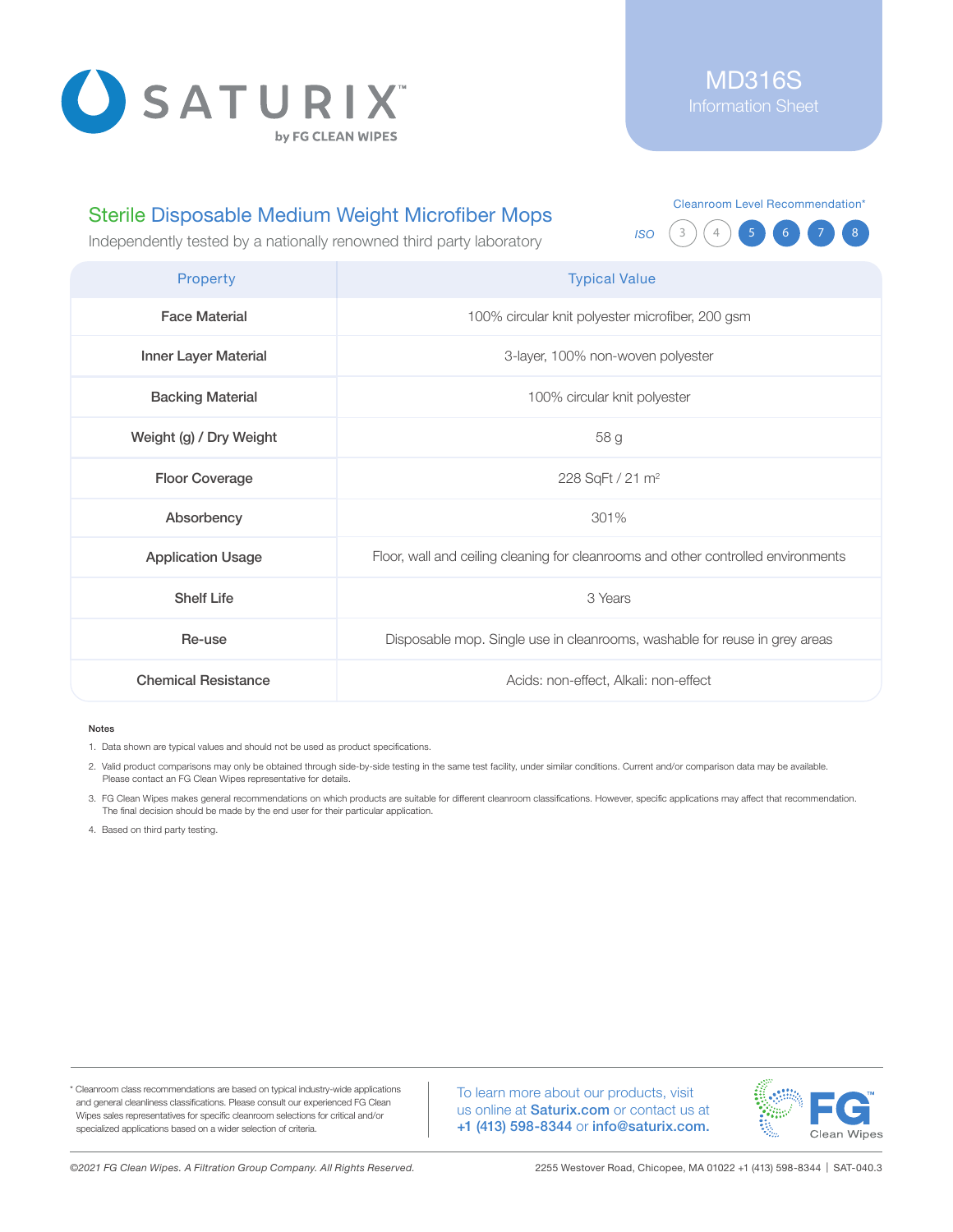SATURIX™

by FG CLEAN WIPES

# MD316S

Information Sheet

## Sterile Disposable Medium Weight Microfiber Mops

Independently tested by a nationally renowned third party laboratory

Cleanroom Level Recommendation*

ISO 3 4 **5** **6** **7** **8**

| Property | Typical Value |
|---|---|
| Face Material | 100% circular knit polyester microfiber, 200 gsm |
| Inner Layer Material | 3-layer, 100% non-woven polyester |
| Backing Material | 100% circular knit polyester |
| Weight (g) / Dry Weight | 58 g |
| Floor Coverage | 228 SqFt / 21 $m^2$ |
| Absorbency | 301% |
| Application Usage | Floor, wall and ceiling cleaning for cleanrooms and other controlled environments |
| Shelf Life | 3 Years |
| Re-use | Disposable mop. Single use in cleanrooms, washable for reuse in grey areas |
| Chemical Resistance | Acids: non-effect, Alkali: non-effect |

**Notes**

1. Data shown are typical values and should not be used as product specifications.
2. Valid product comparisons may only be obtained through side-by-side testing in the same test facility, under similar conditions. Current and/or comparison data may be available. Please contact an FG Clean Wipes representative for details.
3. FG Clean Wipes makes general recommendations on which products are suitable for different cleanroom classifications. However, specific applications may affect that recommendation. The final decision should be made by the end user for their particular application.
4. Based on third party testing.

* Cleanroom class recommendations are based on typical industry-wide applications and general cleanliness classifications. Please consult our experienced FG Clean Wipes sales representatives for specific cleanroom selections for critical and/or specialized applications based on a wider selection of criteria.

To learn more about our products, visit us online at **Saturix.com** or contact us at **+1 (413) 598-8344** or **info@saturix.com.**

FG™ Clean Wipes

*©2021 FG Clean Wipes. A Filtration Group Company. All Rights Reserved.*

2255 Westover Road, Chicopee, MA 01022 +1 (413) 598-8344 | SAT-040.3